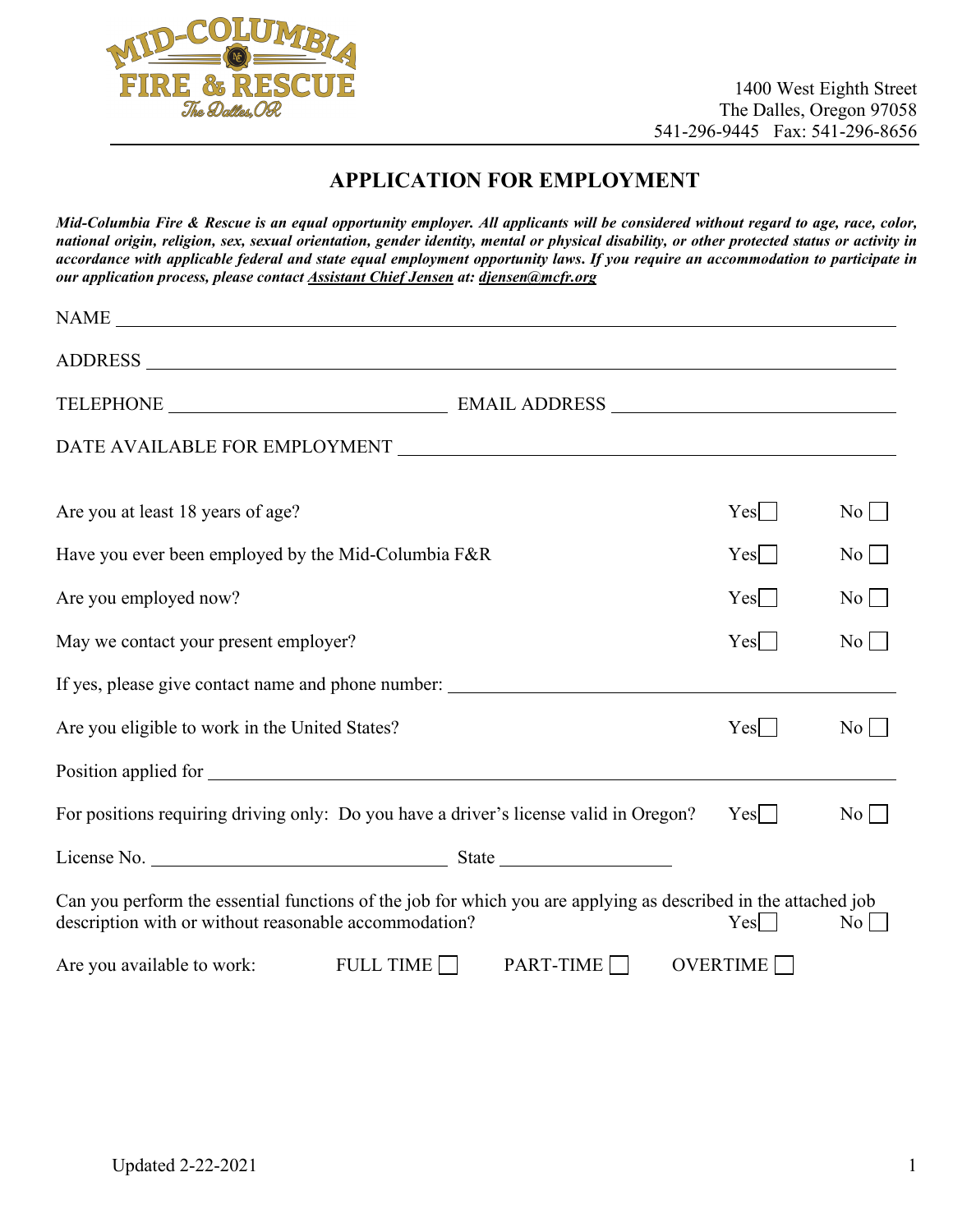Mid-Columbia Fire & Rescue
The Dalles, OR

1400 West Eighth Street
The Dalles, Oregon 97058
541-296-9445 Fax: 541-296-8656

# APPLICATION FOR EMPLOYMENT

***Mid-Columbia Fire & Rescue is an equal opportunity employer. All applicants will be considered without regard to age, race, color, national origin, religion, sex, sexual orientation, gender identity, mental or physical disability, or other protected status or activity in accordance with applicable federal and state equal employment opportunity laws. If you require an accommodation to participate in our application process, please contact Assistant Chief Jensen at: djensen@mcfr.org***

NAME ____________________________________________

ADDRESS ____________________________________________

TELEPHONE ______________________ EMAIL ADDRESS ______________________

DATE AVAILABLE FOR EMPLOYMENT ______________________

Are you at least 18 years of age? Yes ☐ No ☐

Have you ever been employed by the Mid-Columbia F&R Yes ☐ No ☐

Are you employed now? Yes ☐ No ☐

May we contact your present employer? Yes ☐ No ☐

If yes, please give contact name and phone number: ______________________

Are you eligible to work in the United States? Yes ☐ No ☐

Position applied for ______________________

For positions requiring driving only: Do you have a driver's license valid in Oregon? Yes ☐ No ☐

License No. ______________________ State ______________

Can you perform the essential functions of the job for which you are applying as described in the attached job description with or without reasonable accommodation? Yes ☐ No ☐

Are you available to work: FULL TIME ☐ PART-TIME ☐ OVERTIME ☐

Updated 2-22-2021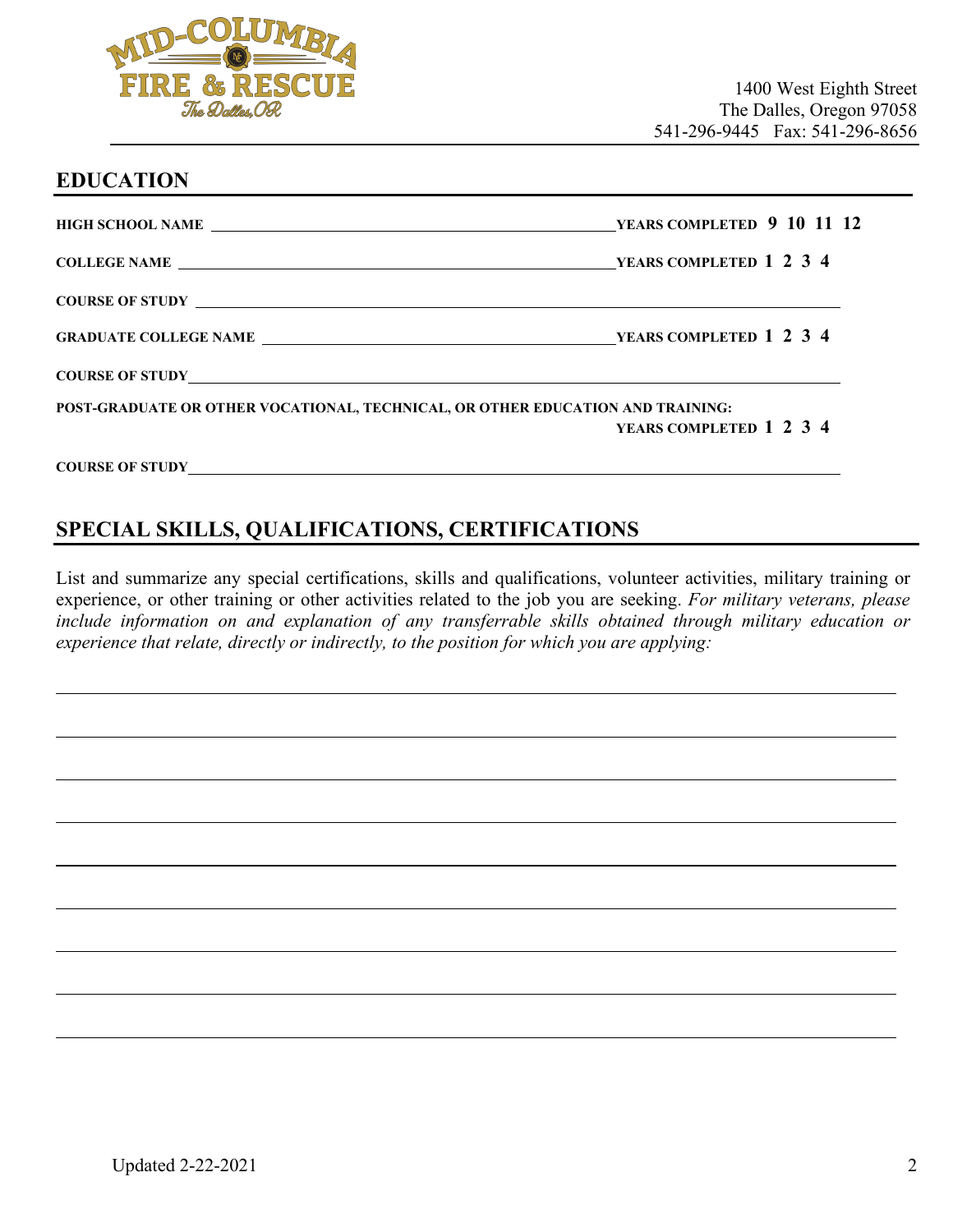1400 West Eighth Street
The Dalles, Oregon 97058
541-296-9445 Fax: 541-296-8656

## EDUCATION

**HIGH SCHOOL NAME** ______________________________ **YEARS COMPLETED 9 10 11 12**

**COLLEGE NAME** ______________________________ **YEARS COMPLETED 1 2 3 4**

**COURSE OF STUDY** ______________________________

**GRADUATE COLLEGE NAME** ______________________________ **YEARS COMPLETED 1 2 3 4**

**COURSE OF STUDY** ______________________________

**POST-GRADUATE OR OTHER VOCATIONAL, TECHNICAL, OR OTHER EDUCATION AND TRAINING:**
**YEARS COMPLETED 1 2 3 4**

**COURSE OF STUDY** ______________________________

## SPECIAL SKILLS, QUALIFICATIONS, CERTIFICATIONS

List and summarize any special certifications, skills and qualifications, volunteer activities, military training or experience, or other training or other activities related to the job you are seeking. *For military veterans, please include information on and explanation of any transferrable skills obtained through military education or experience that relate, directly or indirectly, to the position for which you are applying:*

______________________________

______________________________

______________________________

______________________________

______________________________

______________________________

______________________________

______________________________

______________________________

Updated 2-22-2021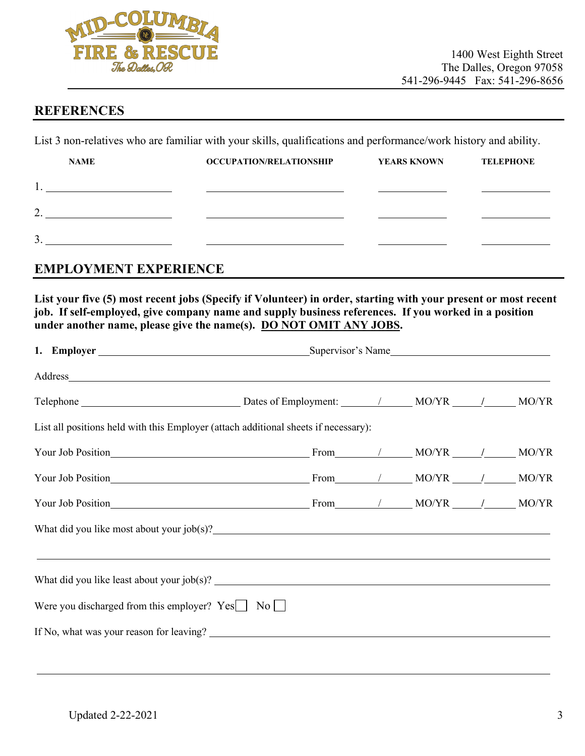1400 West Eighth Street
The Dalles, Oregon 97058
541-296-9445 Fax: 541-296-8656

## REFERENCES

List 3 non-relatives who are familiar with your skills, qualifications and performance/work history and ability.

| | NAME | OCCUPATION/RELATIONSHIP | YEARS KNOWN | TELEPHONE |
|---|---|---|---|---|
| 1. | | | | |
| 2. | | | | |
| 3. | | | | |

## EMPLOYMENT EXPERIENCE

**List your five (5) most recent jobs (Specify if Volunteer) in order, starting with your present or most recent job. If self-employed, give company name and supply business references. If you worked in a position under another name, please give the name(s). <u>DO NOT OMIT ANY JOBS</u>.**

**1. Employer** ______________________ Supervisor's Name ______________________

Address ______________________________________________

Telephone ______________________ Dates of Employment: ______/______ MO/YR ______/______ MO/YR

List all positions held with this Employer (attach additional sheets if necessary):

Your Job Position ______________________ From______/______ MO/YR ______/______ MO/YR

Your Job Position ______________________ From______/______ MO/YR ______/______ MO/YR

Your Job Position ______________________ From______/______ MO/YR ______/______ MO/YR

What did you like most about your job(s)? ______________________________________________

______________________________________________

What did you like least about your job(s)? ______________________________________________

Were you discharged from this employer? Yes ☐ No ☐

If No, what was your reason for leaving? ______________________________________________

______________________________________________

Updated 2-22-2021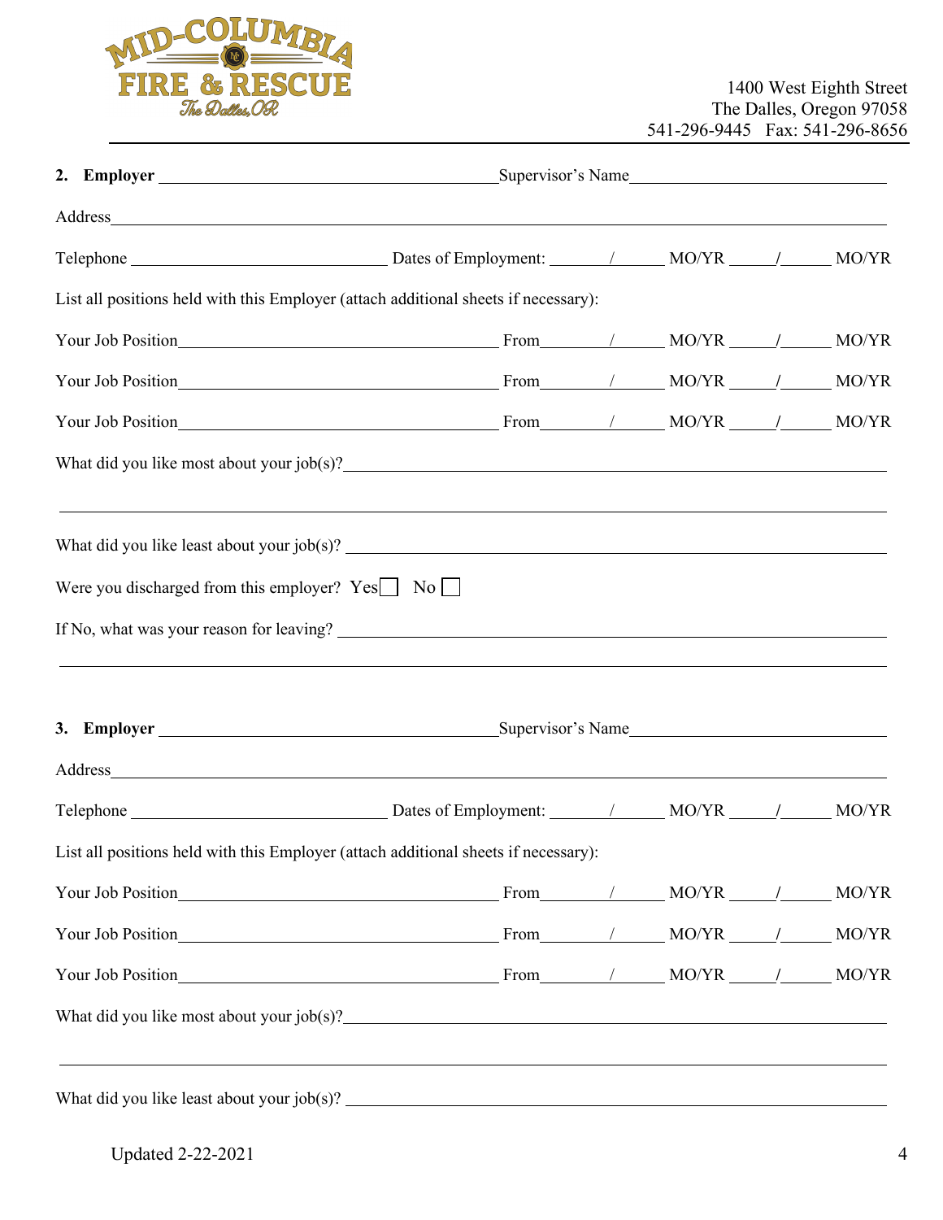MID-COLUMBIA FIRE & RESCUE
The Dalles, OR

1400 West Eighth Street
The Dalles, Oregon 97058
541-296-9445 Fax: 541-296-8656

**2. Employer** ________________________________ Supervisor's Name ________________________

Address ______________________________________________________________________

Telephone ______________________ Dates of Employment: _____/_____ MO/YR _____/_____ MO/YR

List all positions held with this Employer (attach additional sheets if necessary):

Your Job Position ______________________________ From _____/_____ MO/YR _____/_____ MO/YR

Your Job Position ______________________________ From _____/_____ MO/YR _____/_____ MO/YR

Your Job Position ______________________________ From _____/_____ MO/YR _____/_____ MO/YR

What did you like most about your job(s)? ________________________________________________

______________________________________________________________________________

What did you like least about your job(s)? ________________________________________________

Were you discharged from this employer? Yes ☐ No ☐

If No, what was your reason for leaving? _________________________________________________

______________________________________________________________________________

**3. Employer** ________________________________ Supervisor's Name ________________________

Address ______________________________________________________________________

Telephone ______________________ Dates of Employment: _____/_____ MO/YR _____/_____ MO/YR

List all positions held with this Employer (attach additional sheets if necessary):

Your Job Position ______________________________ From _____/_____ MO/YR _____/_____ MO/YR

Your Job Position ______________________________ From _____/_____ MO/YR _____/_____ MO/YR

Your Job Position ______________________________ From _____/_____ MO/YR _____/_____ MO/YR

What did you like most about your job(s)? ________________________________________________

______________________________________________________________________________

What did you like least about your job(s)? ________________________________________________

Updated 2-22-2021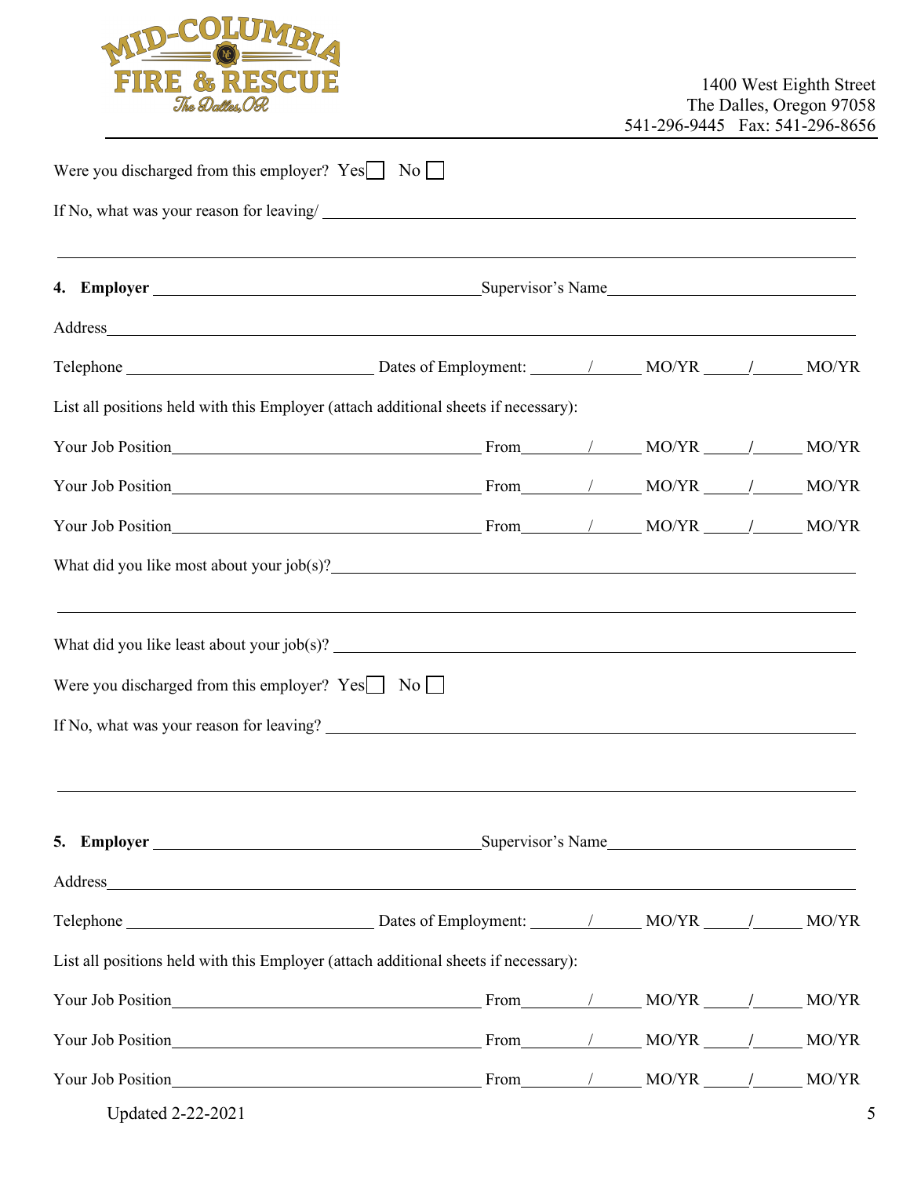Were you discharged from this employer? Yes ☐ No ☐

If No, what was your reason for leaving/ ______________________________________________

______________________________________________________________________________

**4. Employer** ______________________________ Supervisor's Name ______________________

Address ______________________________________________________________________

Telephone ______________________ Dates of Employment: _____/_____ MO/YR _____/_____ MO/YR

List all positions held with this Employer (attach additional sheets if necessary):

Your Job Position ____________________________ From_____/_____ MO/YR _____/_____ MO/YR

Your Job Position ____________________________ From_____/_____ MO/YR _____/_____ MO/YR

Your Job Position ____________________________ From_____/_____ MO/YR _____/_____ MO/YR

What did you like most about your job(s)? ______________________________________________

______________________________________________________________________________

What did you like least about your job(s)? ______________________________________________

Were you discharged from this employer? Yes ☐ No ☐

If No, what was your reason for leaving? ______________________________________________

______________________________________________________________________________

**5. Employer** ______________________________ Supervisor's Name ______________________

Address ______________________________________________________________________

Telephone ______________________ Dates of Employment: _____/_____ MO/YR _____/_____ MO/YR

List all positions held with this Employer (attach additional sheets if necessary):

Your Job Position ____________________________ From_____/_____ MO/YR _____/_____ MO/YR

Your Job Position ____________________________ From_____/_____ MO/YR _____/_____ MO/YR

Your Job Position ____________________________ From_____/_____ MO/YR _____/_____ MO/YR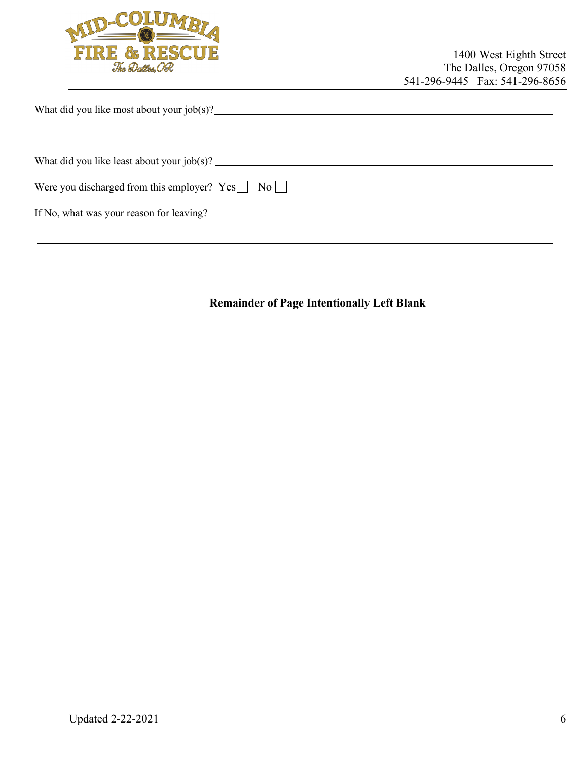1400 West Eighth Street
The Dalles, Oregon 97058
541-296-9445 Fax: 541-296-8656

What did you like most about your job(s)? ______________________________________________

______________________________________________________________________________

What did you like least about your job(s)? ______________________________________________

Were you discharged from this employer? Yes ☐ No ☐

If No, what was your reason for leaving? ______________________________________________

______________________________________________________________________________

**Remainder of Page Intentionally Left Blank**

Updated 2-22-2021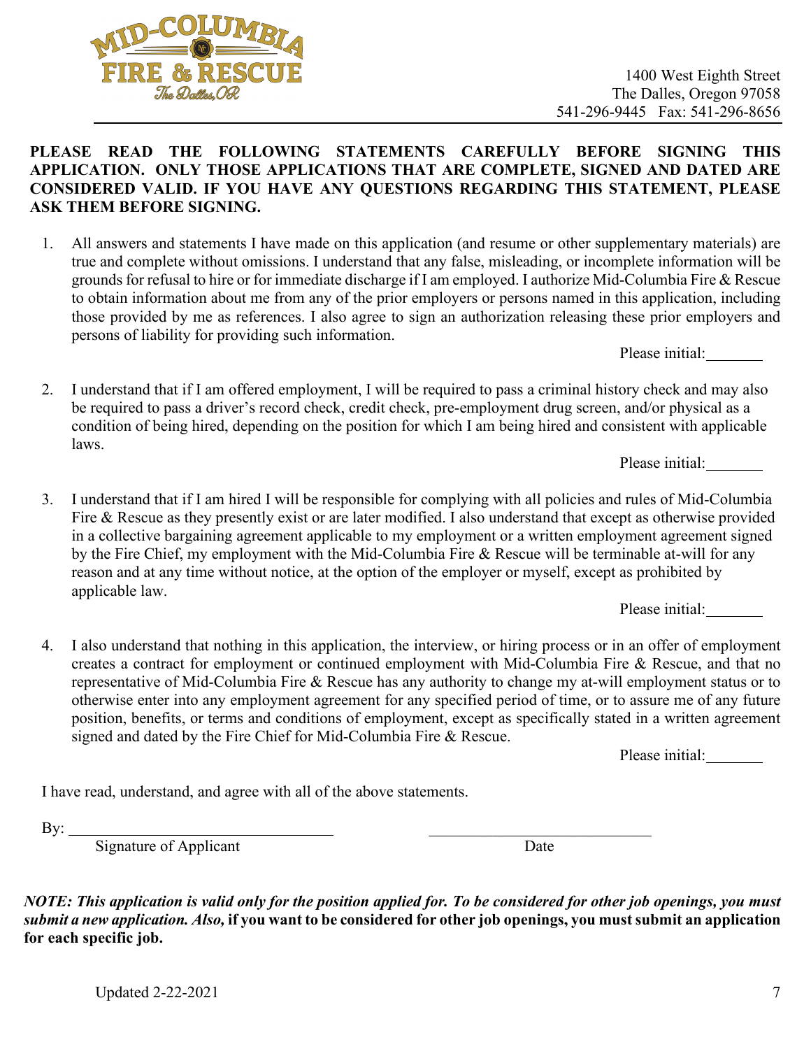1400 West Eighth Street
The Dalles, Oregon 97058
541-296-9445 Fax: 541-296-8656

**PLEASE READ THE FOLLOWING STATEMENTS CAREFULLY BEFORE SIGNING THIS APPLICATION. ONLY THOSE APPLICATIONS THAT ARE COMPLETE, SIGNED AND DATED ARE CONSIDERED VALID. IF YOU HAVE ANY QUESTIONS REGARDING THIS STATEMENT, PLEASE ASK THEM BEFORE SIGNING.**

1. All answers and statements I have made on this application (and resume or other supplementary materials) are true and complete without omissions. I understand that any false, misleading, or incomplete information will be grounds for refusal to hire or for immediate discharge if I am employed. I authorize Mid-Columbia Fire & Rescue to obtain information about me from any of the prior employers or persons named in this application, including those provided by me as references. I also agree to sign an authorization releasing these prior employers and persons of liability for providing such information.

   Please initial:_______

2. I understand that if I am offered employment, I will be required to pass a criminal history check and may also be required to pass a driver's record check, credit check, pre-employment drug screen, and/or physical as a condition of being hired, depending on the position for which I am being hired and consistent with applicable laws.

   Please initial:_______

3. I understand that if I am hired I will be responsible for complying with all policies and rules of Mid-Columbia Fire & Rescue as they presently exist or are later modified. I also understand that except as otherwise provided in a collective bargaining agreement applicable to my employment or a written employment agreement signed by the Fire Chief, my employment with the Mid-Columbia Fire & Rescue will be terminable at-will for any reason and at any time without notice, at the option of the employer or myself, except as prohibited by applicable law.

   Please initial:_______

4. I also understand that nothing in this application, the interview, or hiring process or in an offer of employment creates a contract for employment or continued employment with Mid-Columbia Fire & Rescue, and that no representative of Mid-Columbia Fire & Rescue has any authority to change my at-will employment status or to otherwise enter into any employment agreement for any specified period of time, or to assure me of any future position, benefits, or terms and conditions of employment, except as specifically stated in a written agreement signed and dated by the Fire Chief for Mid-Columbia Fire & Rescue.

   Please initial:_______

I have read, understand, and agree with all of the above statements.

By: ________________________________ ____________________________
Signature of Applicant Date

***NOTE: This application is valid only for the position applied for. To be considered for other job openings, you must submit a new application. Also,*** **if you want to be considered for other job openings, you must submit an application for each specific job.**

Updated 2-22-2021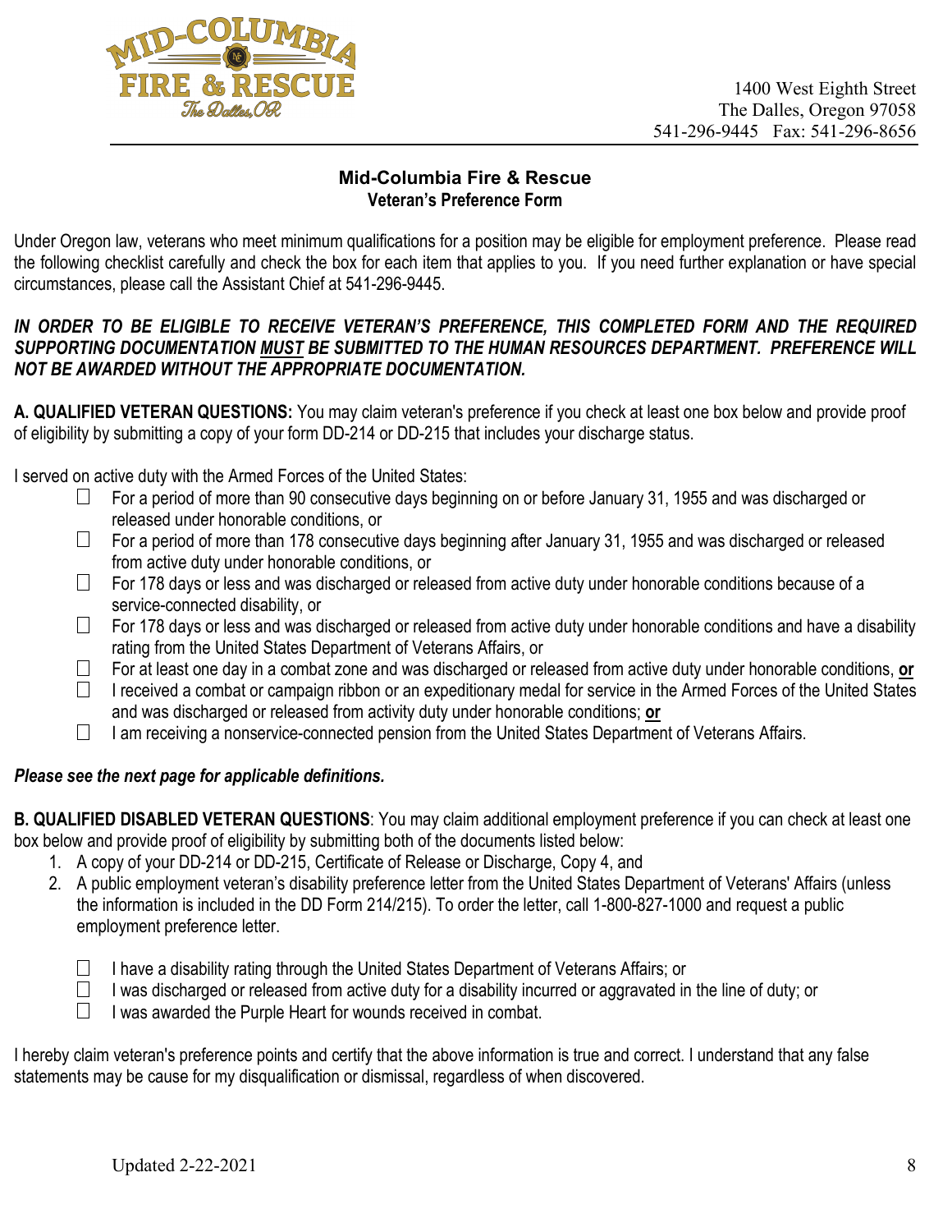MID-COLUMBIA FIRE & RESCUE
The Dalles, OR

1400 West Eighth Street
The Dalles, Oregon 97058
541-296-9445 Fax: 541-296-8656

## Mid-Columbia Fire & Rescue
### Veteran's Preference Form

Under Oregon law, veterans who meet minimum qualifications for a position may be eligible for employment preference. Please read the following checklist carefully and check the box for each item that applies to you. If you need further explanation or have special circumstances, please call the Assistant Chief at 541-296-9445.

***IN ORDER TO BE ELIGIBLE TO RECEIVE VETERAN'S PREFERENCE, THIS COMPLETED FORM AND THE REQUIRED SUPPORTING DOCUMENTATION <u>MUST</u> BE SUBMITTED TO THE HUMAN RESOURCES DEPARTMENT. PREFERENCE WILL NOT BE AWARDED WITHOUT THE APPROPRIATE DOCUMENTATION.***

**A. QUALIFIED VETERAN QUESTIONS:** You may claim veteran's preference if you check at least one box below and provide proof of eligibility by submitting a copy of your form DD-214 or DD-215 that includes your discharge status.

I served on active duty with the Armed Forces of the United States:

- ☐ For a period of more than 90 consecutive days beginning on or before January 31, 1955 and was discharged or released under honorable conditions, or
- ☐ For a period of more than 178 consecutive days beginning after January 31, 1955 and was discharged or released from active duty under honorable conditions, or
- ☐ For 178 days or less and was discharged or released from active duty under honorable conditions because of a service-connected disability, or
- ☐ For 178 days or less and was discharged or released from active duty under honorable conditions and have a disability rating from the United States Department of Veterans Affairs, or
- ☐ For at least one day in a combat zone and was discharged or released from active duty under honorable conditions, **<u>or</u>**
- ☐ I received a combat or campaign ribbon or an expeditionary medal for service in the Armed Forces of the United States and was discharged or released from activity duty under honorable conditions; **<u>or</u>**
- ☐ I am receiving a nonservice-connected pension from the United States Department of Veterans Affairs.

***Please see the next page for applicable definitions.***

**B. QUALIFIED DISABLED VETERAN QUESTIONS**: You may claim additional employment preference if you can check at least one box below and provide proof of eligibility by submitting both of the documents listed below:

1. A copy of your DD-214 or DD-215, Certificate of Release or Discharge, Copy 4, and
2. A public employment veteran's disability preference letter from the United States Department of Veterans' Affairs (unless the information is included in the DD Form 214/215). To order the letter, call 1-800-827-1000 and request a public employment preference letter.

- ☐ I have a disability rating through the United States Department of Veterans Affairs; or
- ☐ I was discharged or released from active duty for a disability incurred or aggravated in the line of duty; or
- ☐ I was awarded the Purple Heart for wounds received in combat.

I hereby claim veteran's preference points and certify that the above information is true and correct. I understand that any false statements may be cause for my disqualification or dismissal, regardless of when discovered.

Updated 2-22-2021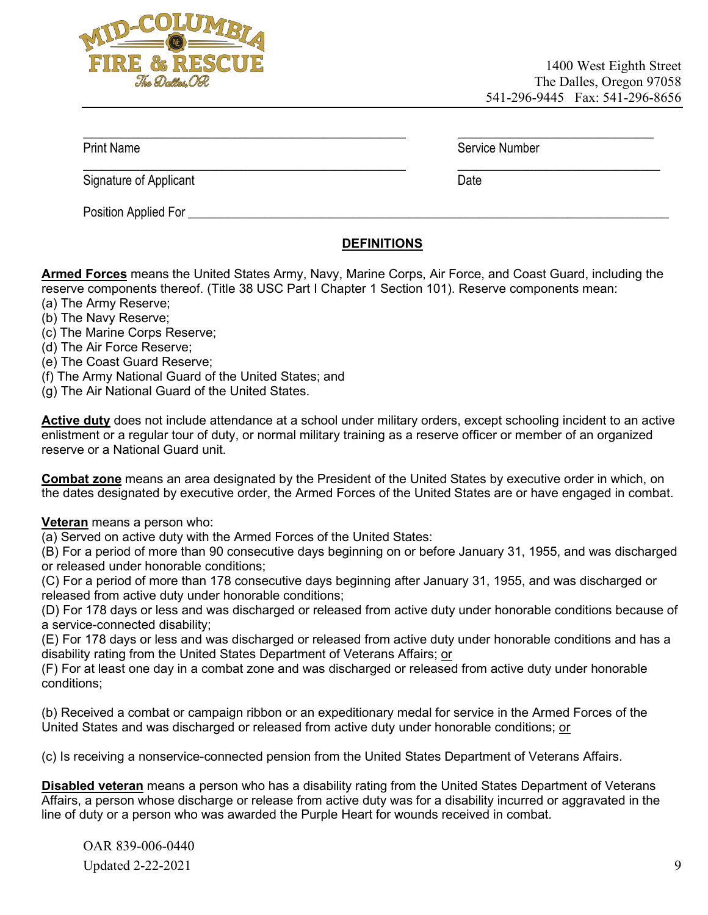1400 West Eighth Street
The Dalles, Oregon 97058
541-296-9445 Fax: 541-296-8656

_______________________________________________ ____________________________
Print Name Service Number

_______________________________________________ ____________________________
Signature of Applicant Date

Position Applied For ______________________________________________________________________

## DEFINITIONS

**Armed Forces** means the United States Army, Navy, Marine Corps, Air Force, and Coast Guard, including the reserve components thereof. (Title 38 USC Part I Chapter 1 Section 101). Reserve components mean:
(a) The Army Reserve;
(b) The Navy Reserve;
(c) The Marine Corps Reserve;
(d) The Air Force Reserve;
(e) The Coast Guard Reserve;
(f) The Army National Guard of the United States; and
(g) The Air National Guard of the United States.

**Active duty** does not include attendance at a school under military orders, except schooling incident to an active enlistment or a regular tour of duty, or normal military training as a reserve officer or member of an organized reserve or a National Guard unit.

**Combat zone** means an area designated by the President of the United States by executive order in which, on the dates designated by executive order, the Armed Forces of the United States are or have engaged in combat.

**Veteran** means a person who:
(a) Served on active duty with the Armed Forces of the United States:
(B) For a period of more than 90 consecutive days beginning on or before January 31, 1955, and was discharged or released under honorable conditions;
(C) For a period of more than 178 consecutive days beginning after January 31, 1955, and was discharged or released from active duty under honorable conditions;
(D) For 178 days or less and was discharged or released from active duty under honorable conditions because of a service-connected disability;
(E) For 178 days or less and was discharged or released from active duty under honorable conditions and has a disability rating from the United States Department of Veterans Affairs; or
(F) For at least one day in a combat zone and was discharged or released from active duty under honorable conditions;

(b) Received a combat or campaign ribbon or an expeditionary medal for service in the Armed Forces of the United States and was discharged or released from active duty under honorable conditions; or

(c) Is receiving a nonservice-connected pension from the United States Department of Veterans Affairs.

**Disabled veteran** means a person who has a disability rating from the United States Department of Veterans Affairs, a person whose discharge or release from active duty was for a disability incurred or aggravated in the line of duty or a person who was awarded the Purple Heart for wounds received in combat.

OAR 839-006-0440
Updated 2-22-2021